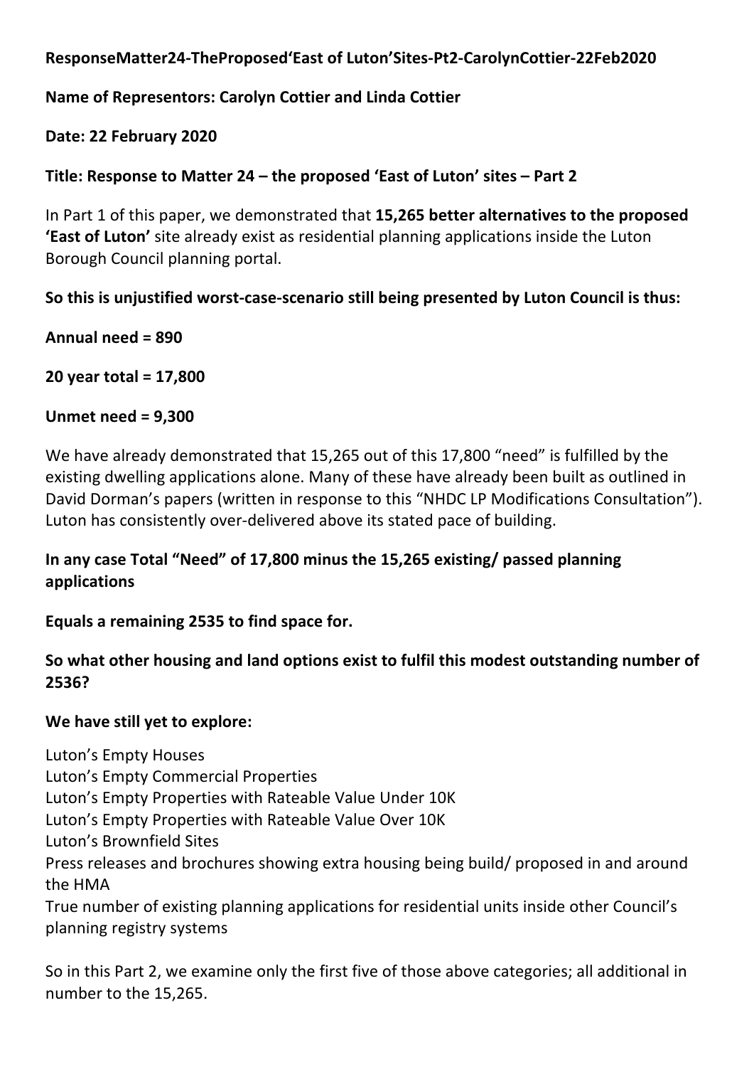**ResponseMatter24-TheProposed'East of Luton'Sites-Pt2-CarolynCottier-22Feb2020**

**Name of Representors: Carolyn Cottier and Linda Cottier**

**Date: 22 February 2020**

**Title: Response to Matter 24 – the proposed 'East of Luton' sites – Part 2**

In Part 1 of this paper, we demonstrated that **15,265 better alternatives to the proposed 'East of Luton'** site already exist as residential planning applications inside the Luton Borough Council planning portal.

**So this is unjustified worst-case-scenario still being presented by Luton Council is thus:**

**Annual need = 890**

**20 year total = 17,800**

**Unmet need = 9,300**

We have already demonstrated that 15,265 out of this 17,800 "need" is fulfilled by the existing dwelling applications alone. Many of these have already been built as outlined in David Dorman's papers (written in response to this "NHDC LP Modifications Consultation"). Luton has consistently over-delivered above its stated pace of building.

**In any case Total "Need" of 17,800 minus the 15,265 existing/ passed planning applications**

**Equals a remaining 2535 to find space for.**

**So what other housing and land options exist to fulfil this modest outstanding number of 2536?**

**We have still yet to explore:**

Luton's Empty Houses
Luton's Empty Commercial Properties
Luton's Empty Properties with Rateable Value Under 10K
Luton's Empty Properties with Rateable Value Over 10K
Luton's Brownfield Sites
Press releases and brochures showing extra housing being build/ proposed in and around the HMA
True number of existing planning applications for residential units inside other Council's planning registry systems

So in this Part 2, we examine only the first five of those above categories; all additional in number to the 15,265.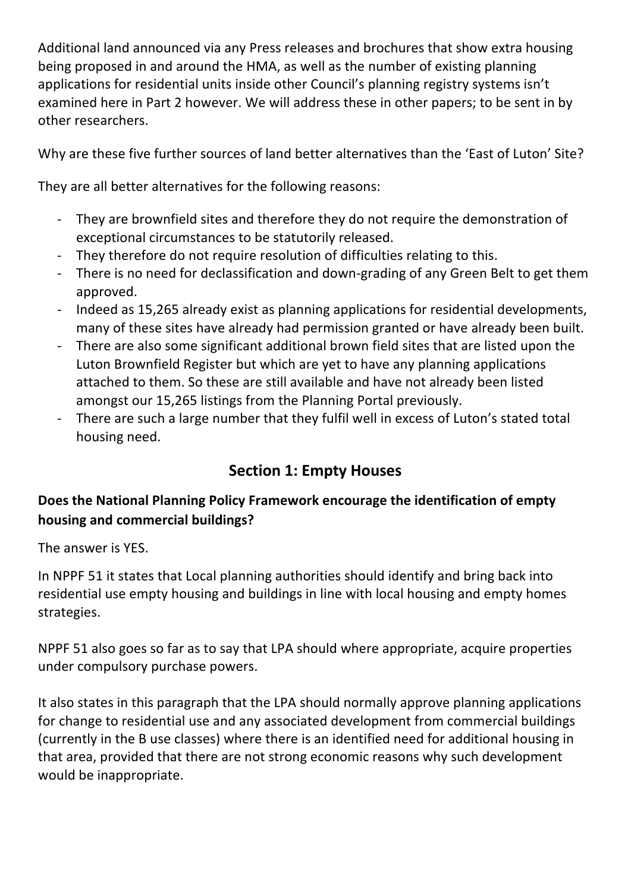Additional land announced via any Press releases and brochures that show extra housing being proposed in and around the HMA, as well as the number of existing planning applications for residential units inside other Council's planning registry systems isn't examined here in Part 2 however. We will address these in other papers; to be sent in by other researchers.

Why are these five further sources of land better alternatives than the 'East of Luton' Site?

They are all better alternatives for the following reasons:

- They are brownfield sites and therefore they do not require the demonstration of exceptional circumstances to be statutorily released.
- They therefore do not require resolution of difficulties relating to this.
- There is no need for declassification and down-grading of any Green Belt to get them approved.
- Indeed as 15,265 already exist as planning applications for residential developments, many of these sites have already had permission granted or have already been built.
- There are also some significant additional brown field sites that are listed upon the Luton Brownfield Register but which are yet to have any planning applications attached to them. So these are still available and have not already been listed amongst our 15,265 listings from the Planning Portal previously.
- There are such a large number that they fulfil well in excess of Luton's stated total housing need.

## Section 1: Empty Houses

**Does the National Planning Policy Framework encourage the identification of empty housing and commercial buildings?**

The answer is YES.

In NPPF 51 it states that Local planning authorities should identify and bring back into residential use empty housing and buildings in line with local housing and empty homes strategies.

NPPF 51 also goes so far as to say that LPA should where appropriate, acquire properties under compulsory purchase powers.

It also states in this paragraph that the LPA should normally approve planning applications for change to residential use and any associated development from commercial buildings (currently in the B use classes) where there is an identified need for additional housing in that area, provided that there are not strong economic reasons why such development would be inappropriate.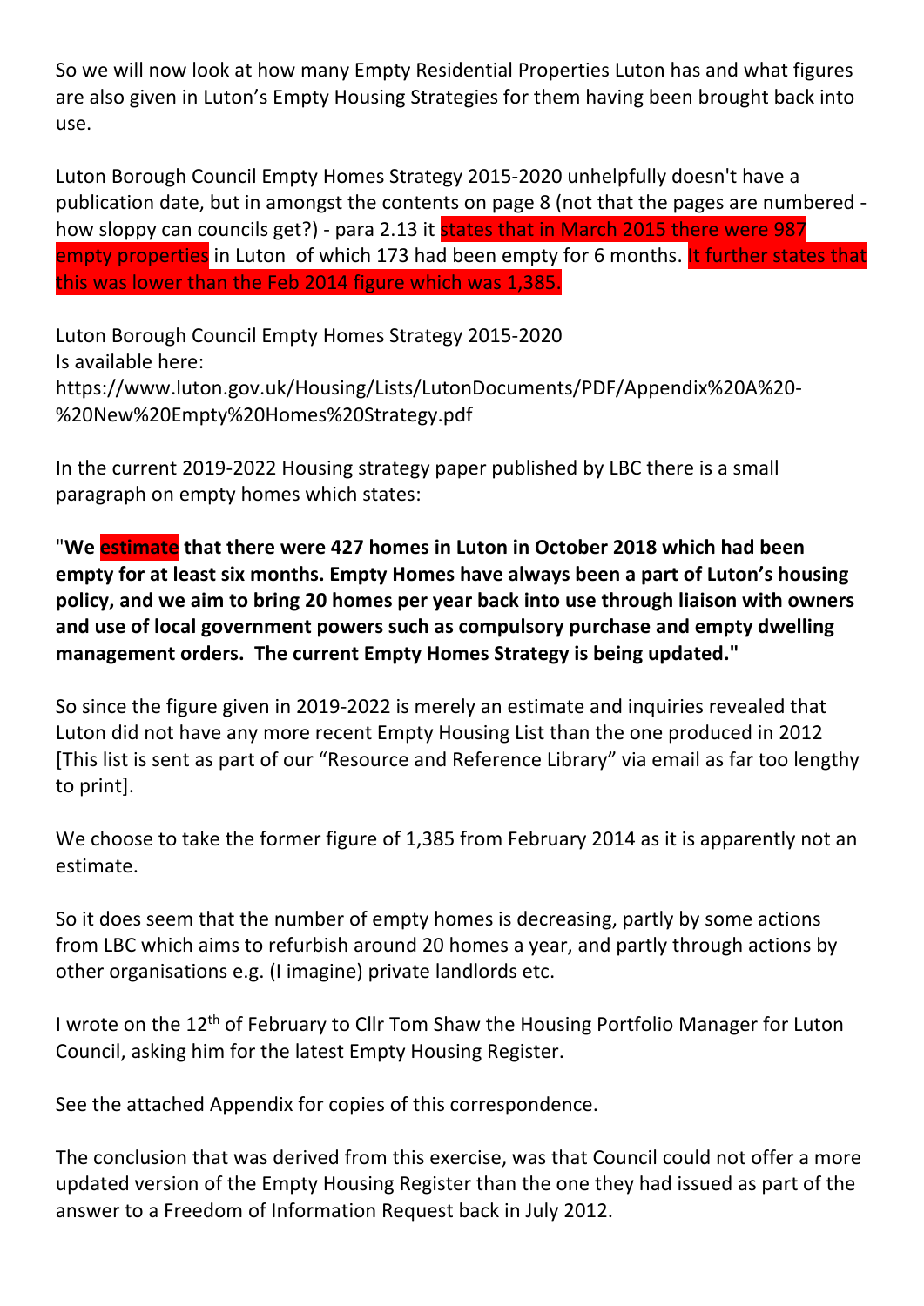So we will now look at how many Empty Residential Properties Luton has and what figures are also given in Luton's Empty Housing Strategies for them having been brought back into use.

Luton Borough Council Empty Homes Strategy 2015-2020 unhelpfully doesn't have a publication date, but in amongst the contents on page 8 (not that the pages are numbered - how sloppy can councils get?) - para 2.13 it states that in March 2015 there were 987 empty properties in Luton of which 173 had been empty for 6 months. It further states that this was lower than the Feb 2014 figure which was 1,385.

Luton Borough Council Empty Homes Strategy 2015-2020
Is available here:
https://www.luton.gov.uk/Housing/Lists/LutonDocuments/PDF/Appendix%20A%20-%20New%20Empty%20Homes%20Strategy.pdf

In the current 2019-2022 Housing strategy paper published by LBC there is a small paragraph on empty homes which states:

**"We estimate that there were 427 homes in Luton in October 2018 which had been empty for at least six months. Empty Homes have always been a part of Luton's housing policy, and we aim to bring 20 homes per year back into use through liaison with owners and use of local government powers such as compulsory purchase and empty dwelling management orders. The current Empty Homes Strategy is being updated."**

So since the figure given in 2019-2022 is merely an estimate and inquiries revealed that Luton did not have any more recent Empty Housing List than the one produced in 2012 [This list is sent as part of our "Resource and Reference Library" via email as far too lengthy to print].

We choose to take the former figure of 1,385 from February 2014 as it is apparently not an estimate.

So it does seem that the number of empty homes is decreasing, partly by some actions from LBC which aims to refurbish around 20 homes a year, and partly through actions by other organisations e.g. (I imagine) private landlords etc.

I wrote on the 12th of February to Cllr Tom Shaw the Housing Portfolio Manager for Luton Council, asking him for the latest Empty Housing Register.

See the attached Appendix for copies of this correspondence.

The conclusion that was derived from this exercise, was that Council could not offer a more updated version of the Empty Housing Register than the one they had issued as part of the answer to a Freedom of Information Request back in July 2012.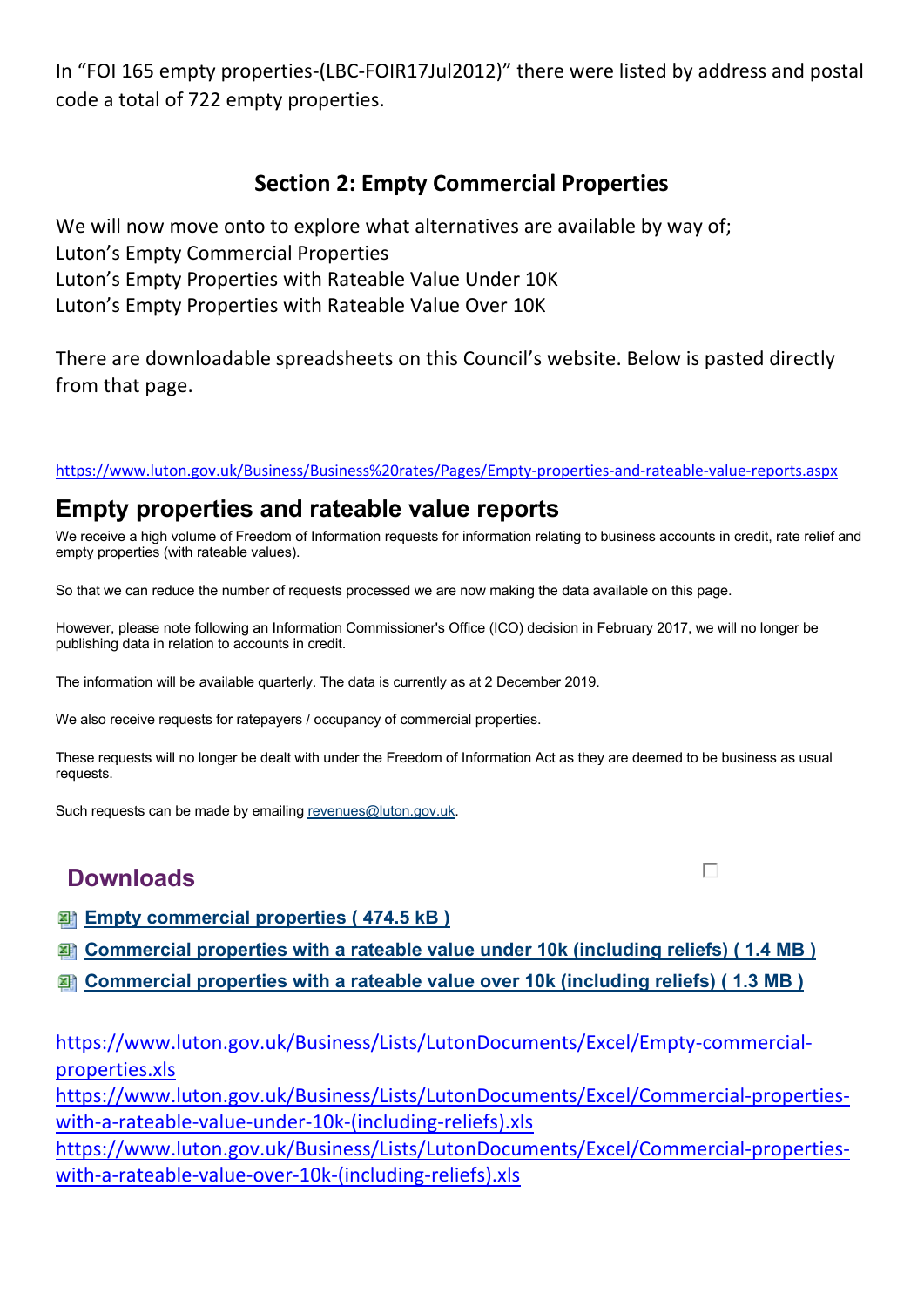In "FOI 165 empty properties-(LBC-FOIR17Jul2012)" there were listed by address and postal code a total of 722 empty properties.

## Section 2: Empty Commercial Properties

We will now move onto to explore what alternatives are available by way of;
Luton's Empty Commercial Properties
Luton's Empty Properties with Rateable Value Under 10K
Luton's Empty Properties with Rateable Value Over 10K

There are downloadable spreadsheets on this Council's website. Below is pasted directly from that page.

https://www.luton.gov.uk/Business/Business%20rates/Pages/Empty-properties-and-rateable-value-reports.aspx

# Empty properties and rateable value reports

We receive a high volume of Freedom of Information requests for information relating to business accounts in credit, rate relief and empty properties (with rateable values).

So that we can reduce the number of requests processed we are now making the data available on this page.

However, please note following an Information Commissioner's Office (ICO) decision in February 2017, we will no longer be publishing data in relation to accounts in credit.

The information will be available quarterly. The data is currently as at 2 December 2019.

We also receive requests for ratepayers / occupancy of commercial properties.

These requests will no longer be dealt with under the Freedom of Information Act as they are deemed to be business as usual requests.

Such requests can be made by emailing revenues@luton.gov.uk.

## Downloads

- **Empty commercial properties ( 474.5 kB )**
- **Commercial properties with a rateable value under 10k (including reliefs) ( 1.4 MB )**
- **Commercial properties with a rateable value over 10k (including reliefs) ( 1.3 MB )**

https://www.luton.gov.uk/Business/Lists/LutonDocuments/Excel/Empty-commercial-properties.xls
https://www.luton.gov.uk/Business/Lists/LutonDocuments/Excel/Commercial-properties-with-a-rateable-value-under-10k-(including-reliefs).xls
https://www.luton.gov.uk/Business/Lists/LutonDocuments/Excel/Commercial-properties-with-a-rateable-value-over-10k-(including-reliefs).xls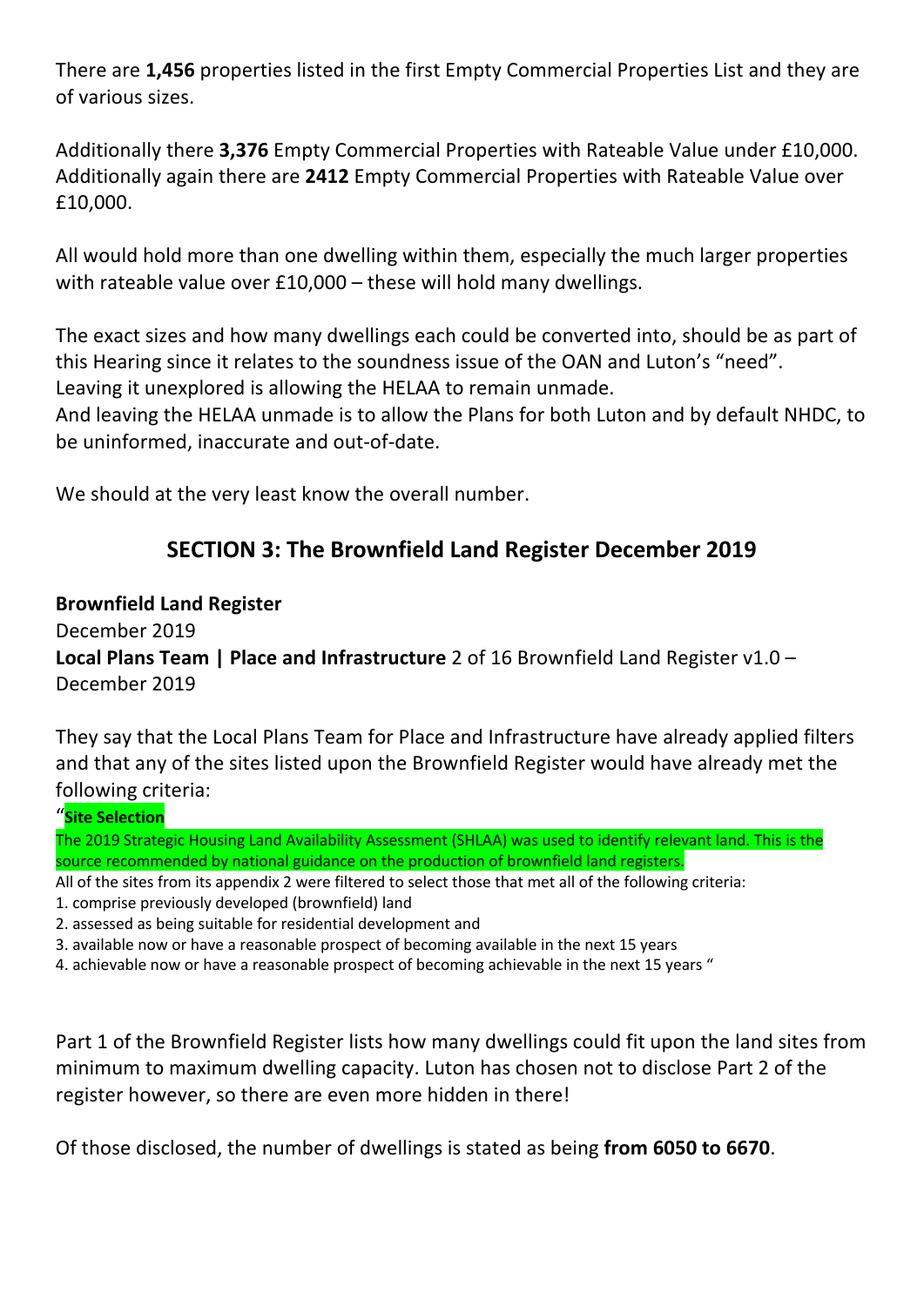There are **1,456** properties listed in the first Empty Commercial Properties List and they are of various sizes.

Additionally there **3,376** Empty Commercial Properties with Rateable Value under £10,000. Additionally again there are **2412** Empty Commercial Properties with Rateable Value over £10,000.

All would hold more than one dwelling within them, especially the much larger properties with rateable value over £10,000 – these will hold many dwellings.

The exact sizes and how many dwellings each could be converted into, should be as part of this Hearing since it relates to the soundness issue of the OAN and Luton's "need".
Leaving it unexplored is allowing the HELAA to remain unmade.
And leaving the HELAA unmade is to allow the Plans for both Luton and by default NHDC, to be uninformed, inaccurate and out-of-date.

We should at the very least know the overall number.

## SECTION 3: The Brownfield Land Register December 2019

**Brownfield Land Register**
December 2019
**Local Plans Team | Place and Infrastructure** 2 of 16 Brownfield Land Register v1.0 – December 2019

They say that the Local Plans Team for Place and Infrastructure have already applied filters and that any of the sites listed upon the Brownfield Register would have already met the following criteria:

"**Site Selection**
The 2019 Strategic Housing Land Availability Assessment (SHLAA) was used to identify relevant land. This is the source recommended by national guidance on the production of brownfield land registers.
All of the sites from its appendix 2 were filtered to select those that met all of the following criteria:
1. comprise previously developed (brownfield) land
2. assessed as being suitable for residential development and
3. available now or have a reasonable prospect of becoming available in the next 15 years
4. achievable now or have a reasonable prospect of becoming achievable in the next 15 years "

Part 1 of the Brownfield Register lists how many dwellings could fit upon the land sites from minimum to maximum dwelling capacity. Luton has chosen not to disclose Part 2 of the register however, so there are even more hidden in there!

Of those disclosed, the number of dwellings is stated as being **from 6050 to 6670**.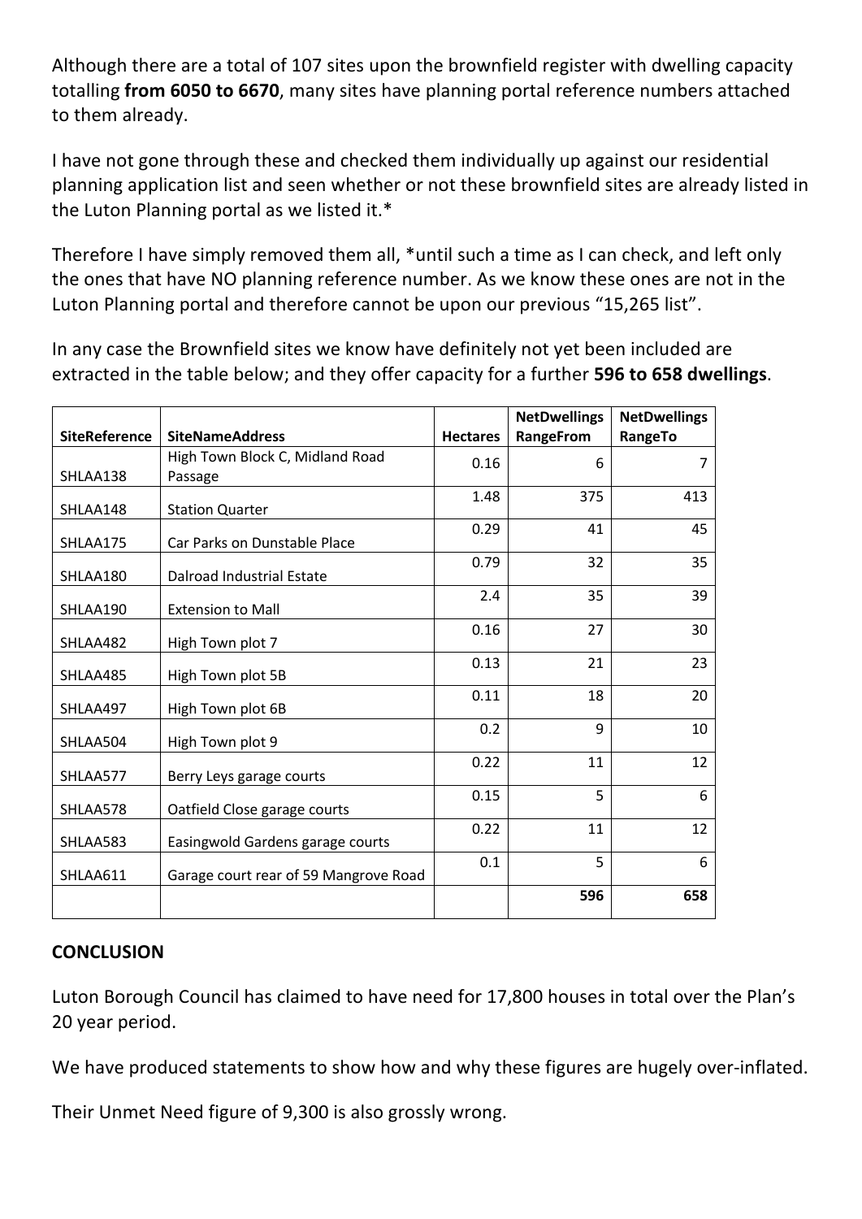Although there are a total of 107 sites upon the brownfield register with dwelling capacity totalling **from 6050 to 6670**, many sites have planning portal reference numbers attached to them already.

I have not gone through these and checked them individually up against our residential planning application list and seen whether or not these brownfield sites are already listed in the Luton Planning portal as we listed it.*

Therefore I have simply removed them all, *until such a time as I can check, and left only the ones that have NO planning reference number. As we know these ones are not in the Luton Planning portal and therefore cannot be upon our previous "15,265 list".

In any case the Brownfield sites we know have definitely not yet been included are extracted in the table below; and they offer capacity for a further **596 to 658 dwellings**.

| SiteReference | SiteNameAddress | Hectares | NetDwellings RangeFrom | NetDwellings RangeTo |
|---|---|---|---|---|
| SHLAA138 | High Town Block C, Midland Road Passage | 0.16 | 6 | 7 |
| SHLAA148 | Station Quarter | 1.48 | 375 | 413 |
| SHLAA175 | Car Parks on Dunstable Place | 0.29 | 41 | 45 |
| SHLAA180 | Dalroad Industrial Estate | 0.79 | 32 | 35 |
| SHLAA190 | Extension to Mall | 2.4 | 35 | 39 |
| SHLAA482 | High Town plot 7 | 0.16 | 27 | 30 |
| SHLAA485 | High Town plot 5B | 0.13 | 21 | 23 |
| SHLAA497 | High Town plot 6B | 0.11 | 18 | 20 |
| SHLAA504 | High Town plot 9 | 0.2 | 9 | 10 |
| SHLAA577 | Berry Leys garage courts | 0.22 | 11 | 12 |
| SHLAA578 | Oatfield Close garage courts | 0.15 | 5 | 6 |
| SHLAA583 | Easingwold Gardens garage courts | 0.22 | 11 | 12 |
| SHLAA611 | Garage court rear of 59 Mangrove Road | 0.1 | 5 | 6 |
| | | | **596** | **658** |

**CONCLUSION**

Luton Borough Council has claimed to have need for 17,800 houses in total over the Plan's 20 year period.

We have produced statements to show how and why these figures are hugely over-inflated.

Their Unmet Need figure of 9,300 is also grossly wrong.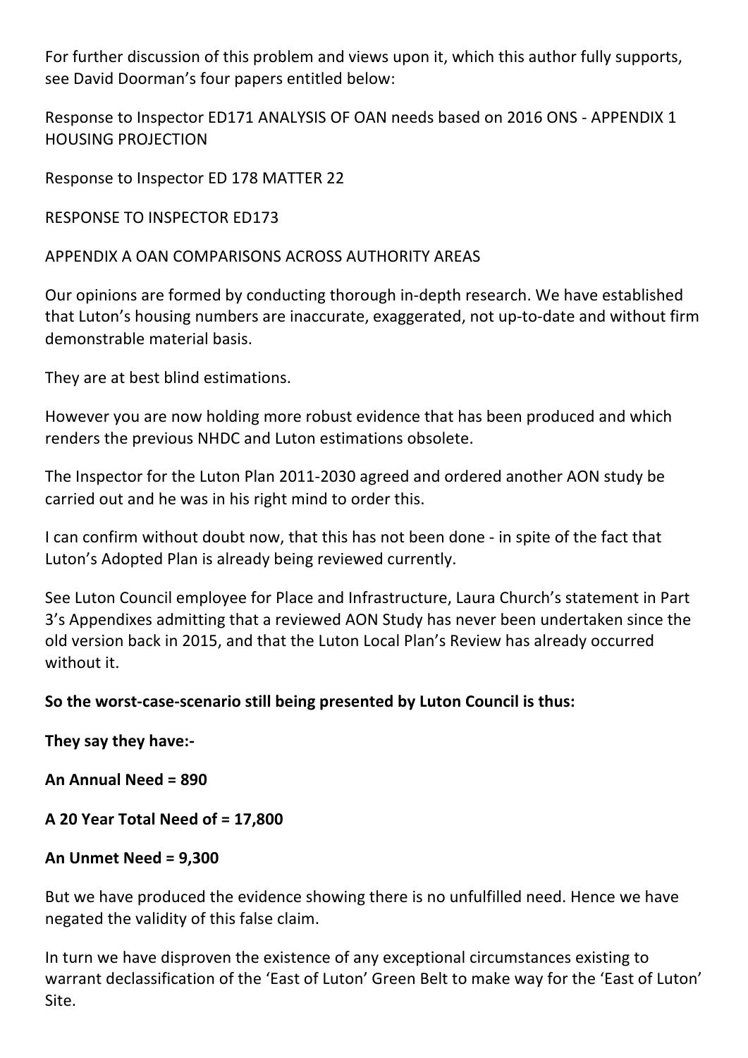For further discussion of this problem and views upon it, which this author fully supports, see David Doorman's four papers entitled below:

Response to Inspector ED171 ANALYSIS OF OAN needs based on 2016 ONS - APPENDIX 1 HOUSING PROJECTION

Response to Inspector ED 178 MATTER 22

RESPONSE TO INSPECTOR ED173

APPENDIX A OAN COMPARISONS ACROSS AUTHORITY AREAS

Our opinions are formed by conducting thorough in-depth research. We have established that Luton's housing numbers are inaccurate, exaggerated, not up-to-date and without firm demonstrable material basis.

They are at best blind estimations.

However you are now holding more robust evidence that has been produced and which renders the previous NHDC and Luton estimations obsolete.

The Inspector for the Luton Plan 2011-2030 agreed and ordered another AON study be carried out and he was in his right mind to order this.

I can confirm without doubt now, that this has not been done - in spite of the fact that Luton's Adopted Plan is already being reviewed currently.

See Luton Council employee for Place and Infrastructure, Laura Church's statement in Part 3's Appendixes admitting that a reviewed AON Study has never been undertaken since the old version back in 2015, and that the Luton Local Plan's Review has already occurred without it.

**So the worst-case-scenario still being presented by Luton Council is thus:**

**They say they have:-**

**An Annual Need = 890**

**A 20 Year Total Need of = 17,800**

**An Unmet Need = 9,300**

But we have produced the evidence showing there is no unfulfilled need. Hence we have negated the validity of this false claim.

In turn we have disproven the existence of any exceptional circumstances existing to warrant declassification of the 'East of Luton' Green Belt to make way for the 'East of Luton' Site.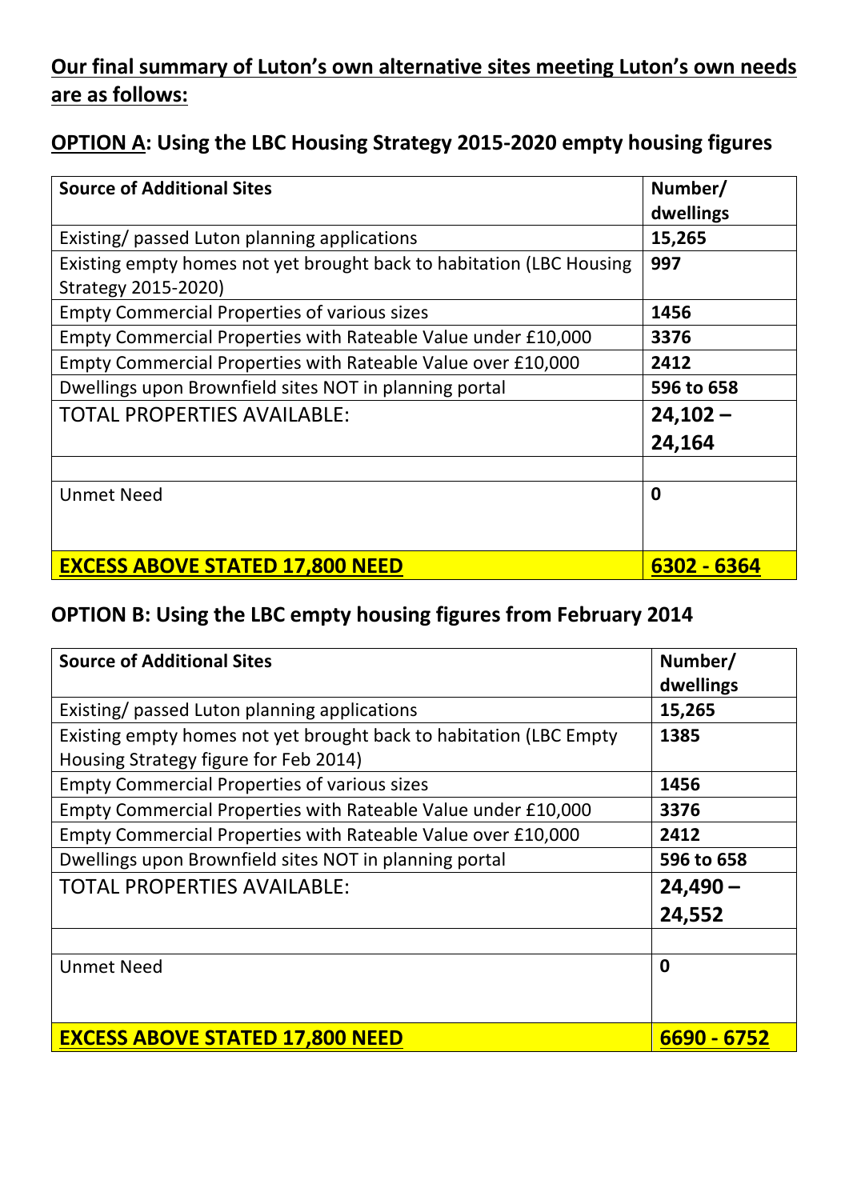**<u>Our final summary of Luton's own alternative sites meeting Luton's own needs are as follows:</u>**

## <u>OPTION A</u>: Using the LBC Housing Strategy 2015-2020 empty housing figures

| **Source of Additional Sites** | **Number/ dwellings** |
|---|---|
| Existing/ passed Luton planning applications | **15,265** |
| Existing empty homes not yet brought back to habitation (LBC Housing Strategy 2015-2020) | **997** |
| Empty Commercial Properties of various sizes | **1456** |
| Empty Commercial Properties with Rateable Value under £10,000 | **3376** |
| Empty Commercial Properties with Rateable Value over £10,000 | **2412** |
| Dwellings upon Brownfield sites NOT in planning portal | **596 to 658** |
| TOTAL PROPERTIES AVAILABLE: | **24,102 – 24,164** |
| | |
| Unmet Need | **0** |
| **<u>EXCESS ABOVE STATED 17,800 NEED</u>** | **<u>6302 - 6364</u>** |

## OPTION B: Using the LBC empty housing figures from February 2014

| **Source of Additional Sites** | **Number/ dwellings** |
|---|---|
| Existing/ passed Luton planning applications | **15,265** |
| Existing empty homes not yet brought back to habitation (LBC Empty Housing Strategy figure for Feb 2014) | **1385** |
| Empty Commercial Properties of various sizes | **1456** |
| Empty Commercial Properties with Rateable Value under £10,000 | **3376** |
| Empty Commercial Properties with Rateable Value over £10,000 | **2412** |
| Dwellings upon Brownfield sites NOT in planning portal | **596 to 658** |
| TOTAL PROPERTIES AVAILABLE: | **24,490 – 24,552** |
| | |
| Unmet Need | **0** |
| **<u>EXCESS ABOVE STATED 17,800 NEED</u>** | **<u>6690 - 6752</u>** |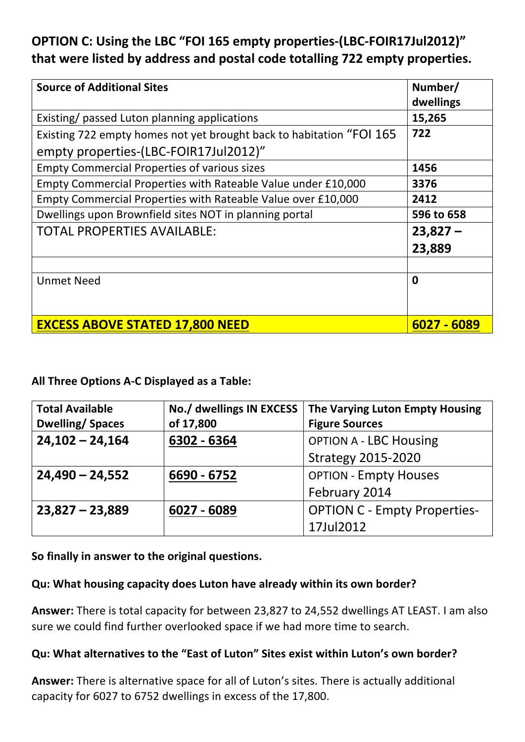**OPTION C: Using the LBC "FOI 165 empty properties-(LBC-FOIR17Jul2012)" that were listed by address and postal code totalling 722 empty properties.**

| Source of Additional Sites | Number/ dwellings |
|---|---|
| Existing/ passed Luton planning applications | **15,265** |
| Existing 722 empty homes not yet brought back to habitation "FOI 165 empty properties-(LBC-FOIR17Jul2012)" | **722** |
| Empty Commercial Properties of various sizes | **1456** |
| Empty Commercial Properties with Rateable Value under £10,000 | **3376** |
| Empty Commercial Properties with Rateable Value over £10,000 | **2412** |
| Dwellings upon Brownfield sites NOT in planning portal | **596 to 658** |
| TOTAL PROPERTIES AVAILABLE: | **23,827 – 23,889** |
| | |
| Unmet Need | **0** |
| **EXCESS ABOVE STATED 17,800 NEED** | **6027 - 6089** |

**All Three Options A-C Displayed as a Table:**

| Total Available Dwelling/ Spaces | No./ dwellings IN EXCESS of 17,800 | The Varying Luton Empty Housing Figure Sources |
|---|---|---|
| **24,102 – 24,164** | **6302 - 6364** | OPTION A - LBC Housing Strategy 2015-2020 |
| **24,490 – 24,552** | **6690 - 6752** | OPTION - Empty Houses February 2014 |
| **23,827 – 23,889** | **6027 - 6089** | OPTION C - Empty Properties-17Jul2012 |

**So finally in answer to the original questions.**

**Qu: What housing capacity does Luton have already within its own border?**

**Answer:** There is total capacity for between 23,827 to 24,552 dwellings AT LEAST. I am also sure we could find further overlooked space if we had more time to search.

**Qu: What alternatives to the "East of Luton" Sites exist within Luton's own border?**

**Answer:** There is alternative space for all of Luton's sites. There is actually additional capacity for 6027 to 6752 dwellings in excess of the 17,800.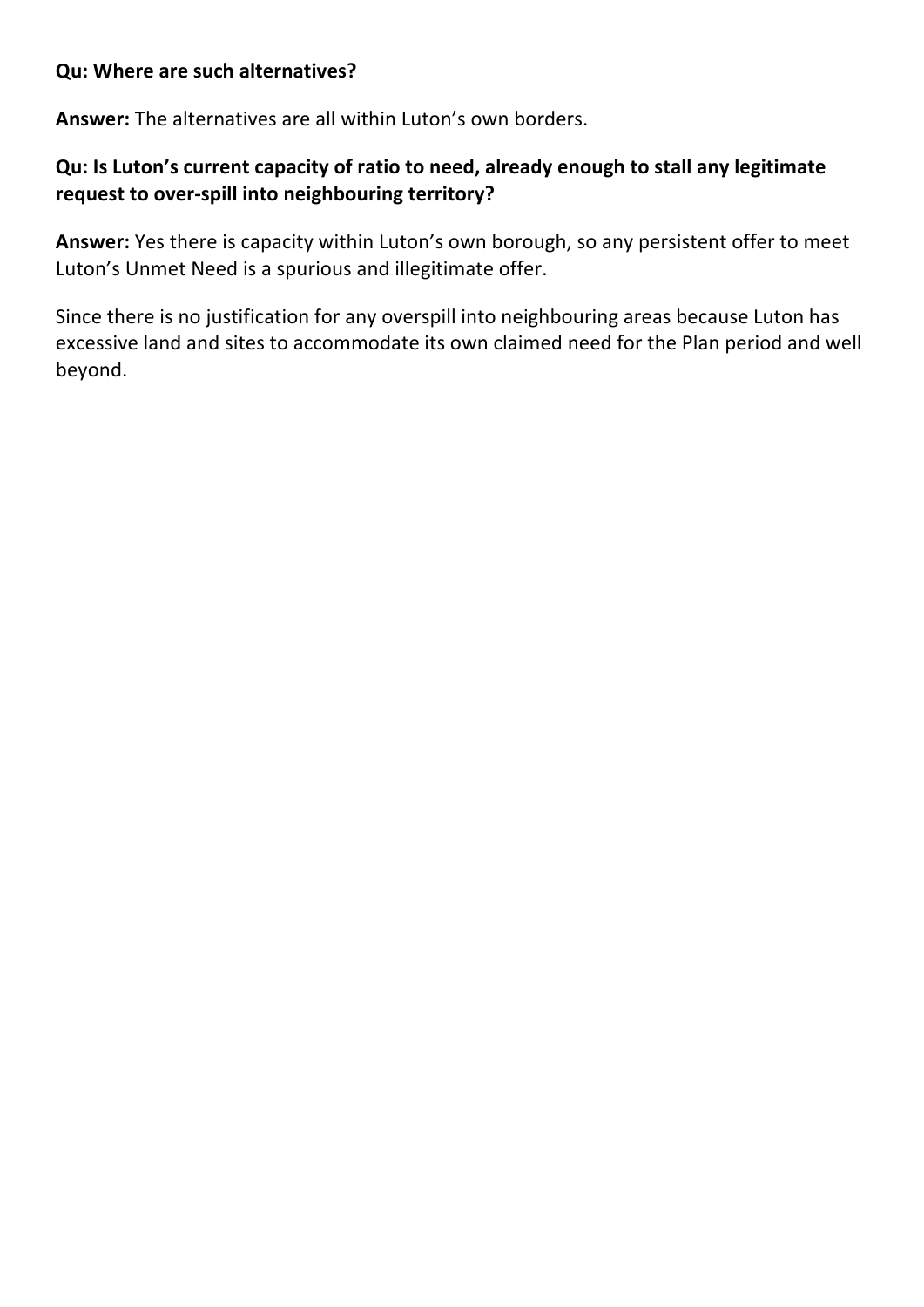**Qu: Where are such alternatives?**

**Answer:** The alternatives are all within Luton's own borders.

**Qu: Is Luton's current capacity of ratio to need, already enough to stall any legitimate request to over-spill into neighbouring territory?**

**Answer:** Yes there is capacity within Luton's own borough, so any persistent offer to meet Luton's Unmet Need is a spurious and illegitimate offer.

Since there is no justification for any overspill into neighbouring areas because Luton has excessive land and sites to accommodate its own claimed need for the Plan period and well beyond.